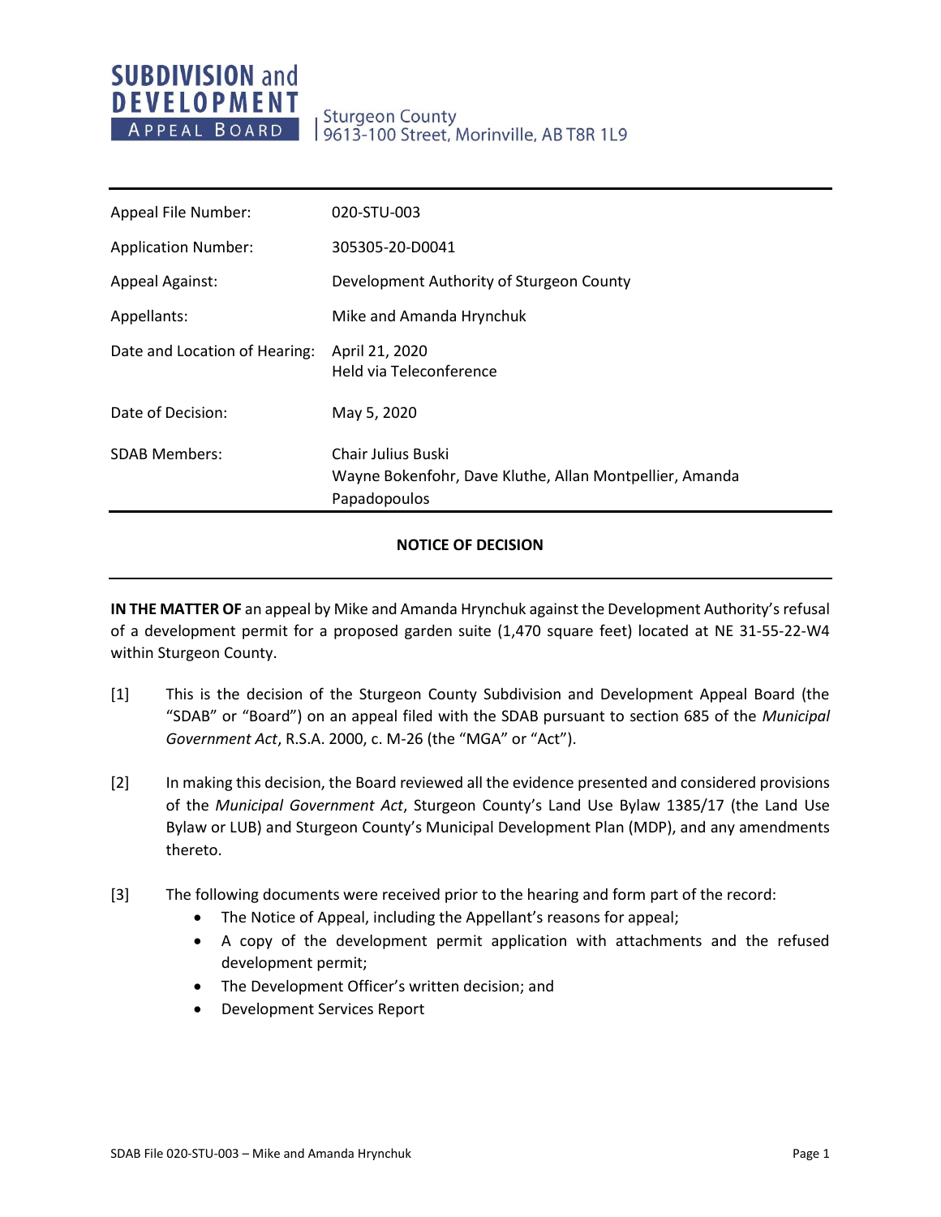# SUBDIVISION and DEVELOPMENT APPEAL BOARD

Sturgeon County
9613-100 Street, Morinville, AB T8R 1L9

| | |
|---|---|
| Appeal File Number: | 020-STU-003 |
| Application Number: | 305305-20-D0041 |
| Appeal Against: | Development Authority of Sturgeon County |
| Appellants: | Mike and Amanda Hrynchuk |
| Date and Location of Hearing: | April 21, 2020<br>Held via Teleconference |
| Date of Decision: | May 5, 2020 |
| SDAB Members: | Chair Julius Buski<br>Wayne Bokenfohr, Dave Kluthe, Allan Montpellier, Amanda Papadopoulos |

## NOTICE OF DECISION

**IN THE MATTER OF** an appeal by Mike and Amanda Hrynchuk against the Development Authority's refusal of a development permit for a proposed garden suite (1,470 square feet) located at NE 31-55-22-W4 within Sturgeon County.

[1] This is the decision of the Sturgeon County Subdivision and Development Appeal Board (the "SDAB" or "Board") on an appeal filed with the SDAB pursuant to section 685 of the *Municipal Government Act*, R.S.A. 2000, c. M-26 (the "MGA" or "Act").

[2] In making this decision, the Board reviewed all the evidence presented and considered provisions of the *Municipal Government Act*, Sturgeon County's Land Use Bylaw 1385/17 (the Land Use Bylaw or LUB) and Sturgeon County's Municipal Development Plan (MDP), and any amendments thereto.

[3] The following documents were received prior to the hearing and form part of the record:

- The Notice of Appeal, including the Appellant's reasons for appeal;
- A copy of the development permit application with attachments and the refused development permit;
- The Development Officer's written decision; and
- Development Services Report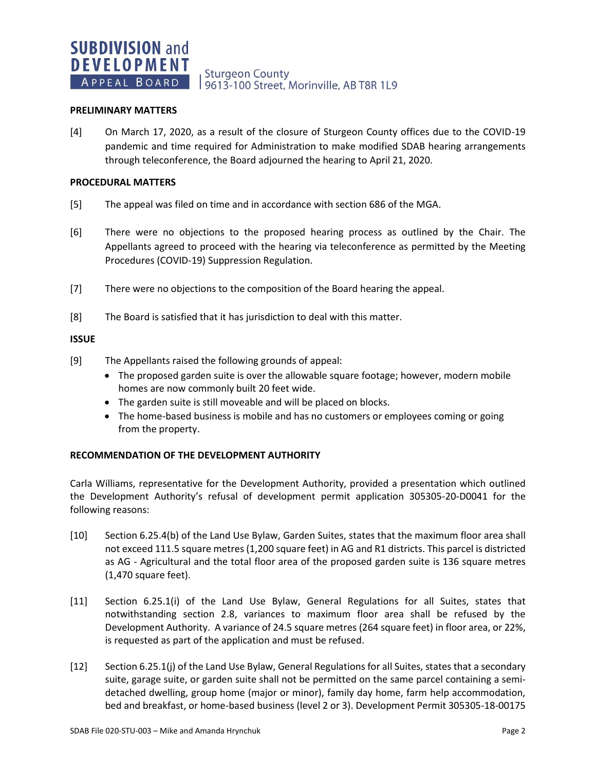**PRELIMINARY MATTERS**

[4] On March 17, 2020, as a result of the closure of Sturgeon County offices due to the COVID-19 pandemic and time required for Administration to make modified SDAB hearing arrangements through teleconference, the Board adjourned the hearing to April 21, 2020.

**PROCEDURAL MATTERS**

[5] The appeal was filed on time and in accordance with section 686 of the MGA.

[6] There were no objections to the proposed hearing process as outlined by the Chair. The Appellants agreed to proceed with the hearing via teleconference as permitted by the Meeting Procedures (COVID-19) Suppression Regulation.

[7] There were no objections to the composition of the Board hearing the appeal.

[8] The Board is satisfied that it has jurisdiction to deal with this matter.

**ISSUE**

[9] The Appellants raised the following grounds of appeal:

- The proposed garden suite is over the allowable square footage; however, modern mobile homes are now commonly built 20 feet wide.
- The garden suite is still moveable and will be placed on blocks.
- The home-based business is mobile and has no customers or employees coming or going from the property.

**RECOMMENDATION OF THE DEVELOPMENT AUTHORITY**

Carla Williams, representative for the Development Authority, provided a presentation which outlined the Development Authority's refusal of development permit application 305305-20-D0041 for the following reasons:

[10] Section 6.25.4(b) of the Land Use Bylaw, Garden Suites, states that the maximum floor area shall not exceed 111.5 square metres (1,200 square feet) in AG and R1 districts. This parcel is districted as AG - Agricultural and the total floor area of the proposed garden suite is 136 square metres (1,470 square feet).

[11] Section 6.25.1(i) of the Land Use Bylaw, General Regulations for all Suites, states that notwithstanding section 2.8, variances to maximum floor area shall be refused by the Development Authority. A variance of 24.5 square metres (264 square feet) in floor area, or 22%, is requested as part of the application and must be refused.

[12] Section 6.25.1(j) of the Land Use Bylaw, General Regulations for all Suites, states that a secondary suite, garage suite, or garden suite shall not be permitted on the same parcel containing a semi-detached dwelling, group home (major or minor), family day home, farm help accommodation, bed and breakfast, or home-based business (level 2 or 3). Development Permit 305305-18-00175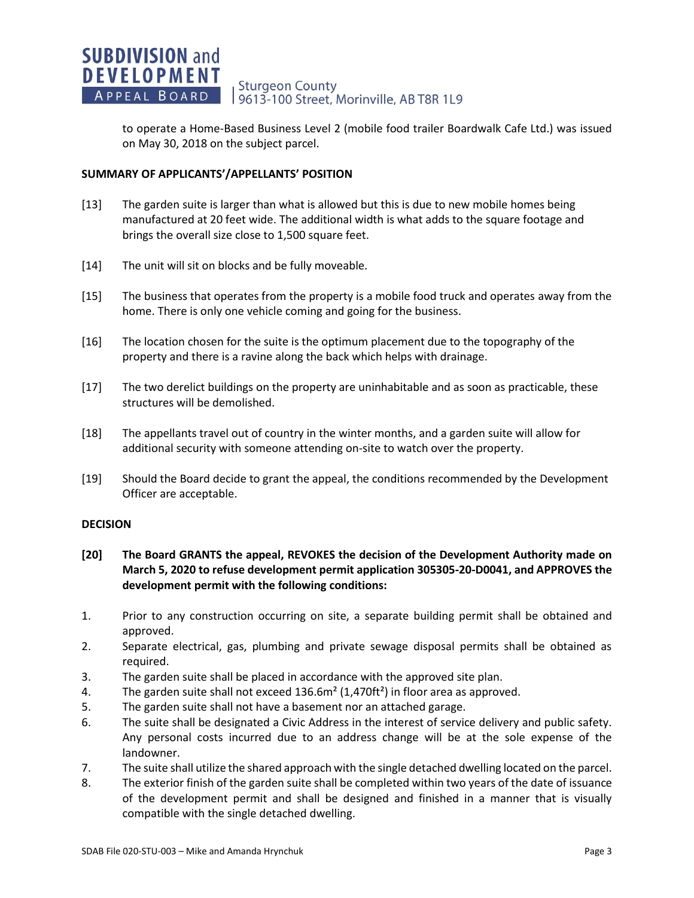to operate a Home-Based Business Level 2 (mobile food trailer Boardwalk Cafe Ltd.) was issued on May 30, 2018 on the subject parcel.

## SUMMARY OF APPLICANTS'/APPELLANTS' POSITION

[13] The garden suite is larger than what is allowed but this is due to new mobile homes being manufactured at 20 feet wide. The additional width is what adds to the square footage and brings the overall size close to 1,500 square feet.

[14] The unit will sit on blocks and be fully moveable.

[15] The business that operates from the property is a mobile food truck and operates away from the home. There is only one vehicle coming and going for the business.

[16] The location chosen for the suite is the optimum placement due to the topography of the property and there is a ravine along the back which helps with drainage.

[17] The two derelict buildings on the property are uninhabitable and as soon as practicable, these structures will be demolished.

[18] The appellants travel out of country in the winter months, and a garden suite will allow for additional security with someone attending on-site to watch over the property.

[19] Should the Board decide to grant the appeal, the conditions recommended by the Development Officer are acceptable.

## DECISION

**[20] The Board GRANTS the appeal, REVOKES the decision of the Development Authority made on March 5, 2020 to refuse development permit application 305305-20-D0041, and APPROVES the development permit with the following conditions:**

1. Prior to any construction occurring on site, a separate building permit shall be obtained and approved.
2. Separate electrical, gas, plumbing and private sewage disposal permits shall be obtained as required.
3. The garden suite shall be placed in accordance with the approved site plan.
4. The garden suite shall not exceed 136.6m² (1,470ft²) in floor area as approved.
5. The garden suite shall not have a basement nor an attached garage.
6. The suite shall be designated a Civic Address in the interest of service delivery and public safety. Any personal costs incurred due to an address change will be at the sole expense of the landowner.
7. The suite shall utilize the shared approach with the single detached dwelling located on the parcel.
8. The exterior finish of the garden suite shall be completed within two years of the date of issuance of the development permit and shall be designed and finished in a manner that is visually compatible with the single detached dwelling.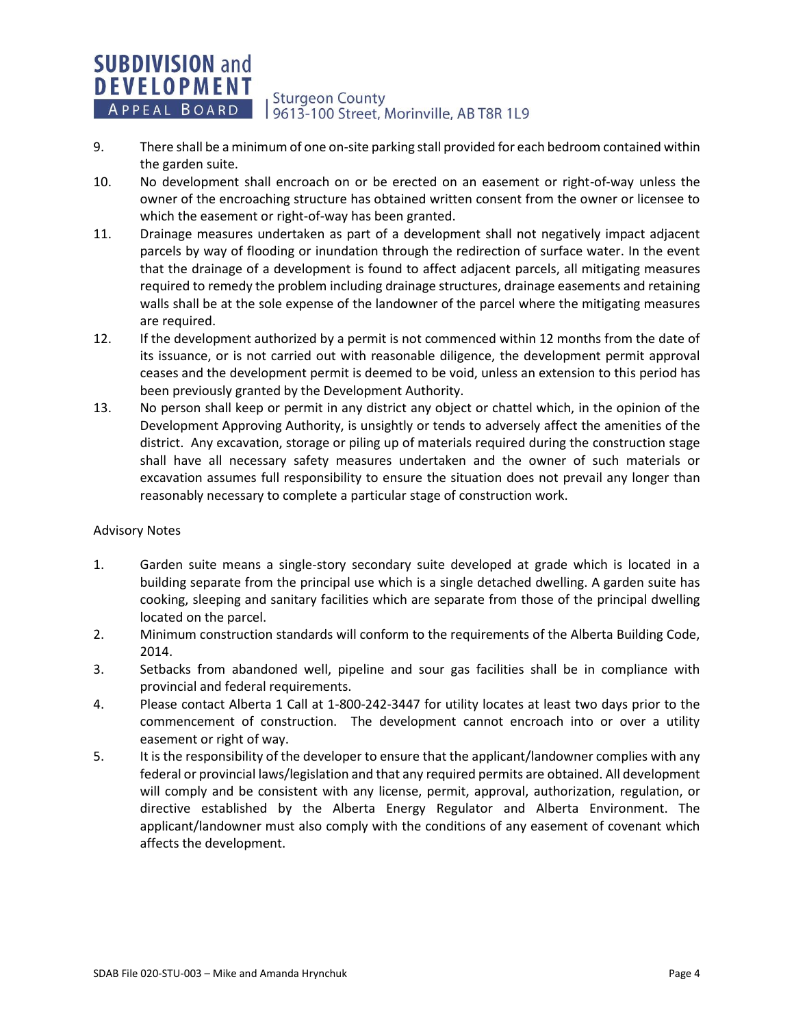9. There shall be a minimum of one on-site parking stall provided for each bedroom contained within the garden suite.
10. No development shall encroach on or be erected on an easement or right-of-way unless the owner of the encroaching structure has obtained written consent from the owner or licensee to which the easement or right-of-way has been granted.
11. Drainage measures undertaken as part of a development shall not negatively impact adjacent parcels by way of flooding or inundation through the redirection of surface water. In the event that the drainage of a development is found to affect adjacent parcels, all mitigating measures required to remedy the problem including drainage structures, drainage easements and retaining walls shall be at the sole expense of the landowner of the parcel where the mitigating measures are required.
12. If the development authorized by a permit is not commenced within 12 months from the date of its issuance, or is not carried out with reasonable diligence, the development permit approval ceases and the development permit is deemed to be void, unless an extension to this period has been previously granted by the Development Authority.
13. No person shall keep or permit in any district any object or chattel which, in the opinion of the Development Approving Authority, is unsightly or tends to adversely affect the amenities of the district. Any excavation, storage or piling up of materials required during the construction stage shall have all necessary safety measures undertaken and the owner of such materials or excavation assumes full responsibility to ensure the situation does not prevail any longer than reasonably necessary to complete a particular stage of construction work.

Advisory Notes

1. Garden suite means a single-story secondary suite developed at grade which is located in a building separate from the principal use which is a single detached dwelling. A garden suite has cooking, sleeping and sanitary facilities which are separate from those of the principal dwelling located on the parcel.
2. Minimum construction standards will conform to the requirements of the Alberta Building Code, 2014.
3. Setbacks from abandoned well, pipeline and sour gas facilities shall be in compliance with provincial and federal requirements.
4. Please contact Alberta 1 Call at 1-800-242-3447 for utility locates at least two days prior to the commencement of construction. The development cannot encroach into or over a utility easement or right of way.
5. It is the responsibility of the developer to ensure that the applicant/landowner complies with any federal or provincial laws/legislation and that any required permits are obtained. All development will comply and be consistent with any license, permit, approval, authorization, regulation, or directive established by the Alberta Energy Regulator and Alberta Environment. The applicant/landowner must also comply with the conditions of any easement of covenant which affects the development.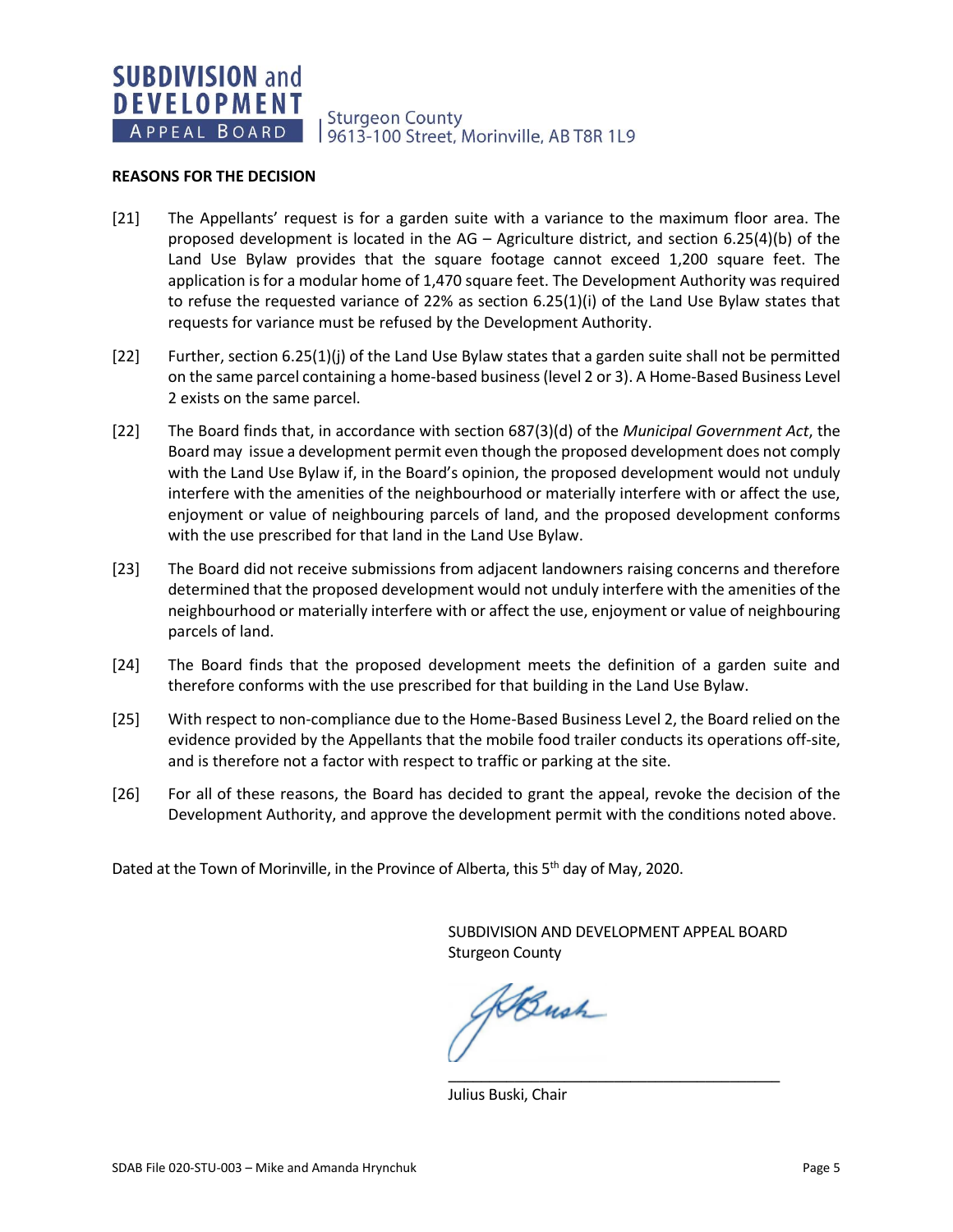**REASONS FOR THE DECISION**

[21] The Appellants' request is for a garden suite with a variance to the maximum floor area. The proposed development is located in the AG – Agriculture district, and section 6.25(4)(b) of the Land Use Bylaw provides that the square footage cannot exceed 1,200 square feet. The application is for a modular home of 1,470 square feet. The Development Authority was required to refuse the requested variance of 22% as section 6.25(1)(i) of the Land Use Bylaw states that requests for variance must be refused by the Development Authority.

[22] Further, section 6.25(1)(j) of the Land Use Bylaw states that a garden suite shall not be permitted on the same parcel containing a home-based business (level 2 or 3). A Home-Based Business Level 2 exists on the same parcel.

[22] The Board finds that, in accordance with section 687(3)(d) of the *Municipal Government Act*, the Board may issue a development permit even though the proposed development does not comply with the Land Use Bylaw if, in the Board's opinion, the proposed development would not unduly interfere with the amenities of the neighbourhood or materially interfere with or affect the use, enjoyment or value of neighbouring parcels of land, and the proposed development conforms with the use prescribed for that land in the Land Use Bylaw.

[23] The Board did not receive submissions from adjacent landowners raising concerns and therefore determined that the proposed development would not unduly interfere with the amenities of the neighbourhood or materially interfere with or affect the use, enjoyment or value of neighbouring parcels of land.

[24] The Board finds that the proposed development meets the definition of a garden suite and therefore conforms with the use prescribed for that building in the Land Use Bylaw.

[25] With respect to non-compliance due to the Home-Based Business Level 2, the Board relied on the evidence provided by the Appellants that the mobile food trailer conducts its operations off-site, and is therefore not a factor with respect to traffic or parking at the site.

[26] For all of these reasons, the Board has decided to grant the appeal, revoke the decision of the Development Authority, and approve the development permit with the conditions noted above.

Dated at the Town of Morinville, in the Province of Alberta, this 5th day of May, 2020.

SUBDIVISION AND DEVELOPMENT APPEAL BOARD
Sturgeon County

\_\_\_\_\_\_\_\_\_\_\_\_\_\_\_\_\_\_\_\_\_\_\_\_\_\_\_\_\_\_\_\_\_\_\_\_\_\_\_\_

Julius Buski, Chair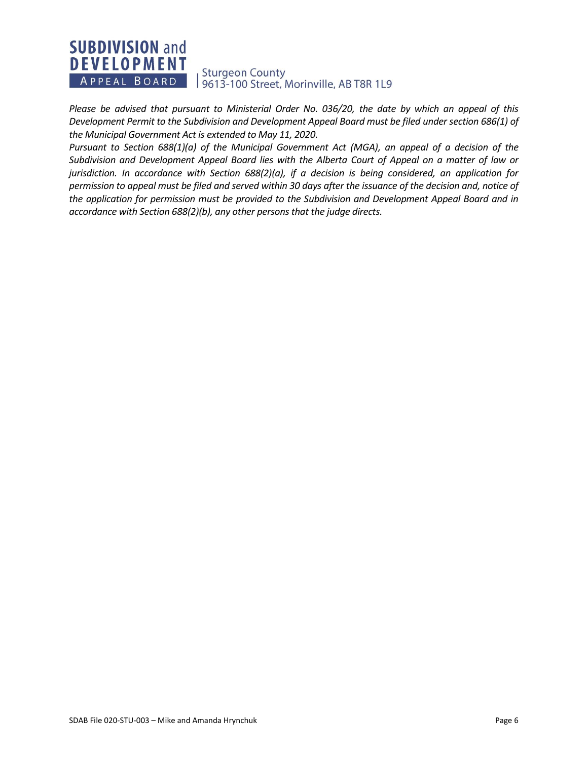*Please be advised that pursuant to Ministerial Order No. 036/20, the date by which an appeal of this Development Permit to the Subdivision and Development Appeal Board must be filed under section 686(1) of the Municipal Government Act is extended to May 11, 2020.*

*Pursuant to Section 688(1)(a) of the Municipal Government Act (MGA), an appeal of a decision of the Subdivision and Development Appeal Board lies with the Alberta Court of Appeal on a matter of law or jurisdiction. In accordance with Section 688(2)(a), if a decision is being considered, an application for permission to appeal must be filed and served within 30 days after the issuance of the decision and, notice of the application for permission must be provided to the Subdivision and Development Appeal Board and in accordance with Section 688(2)(b), any other persons that the judge directs.*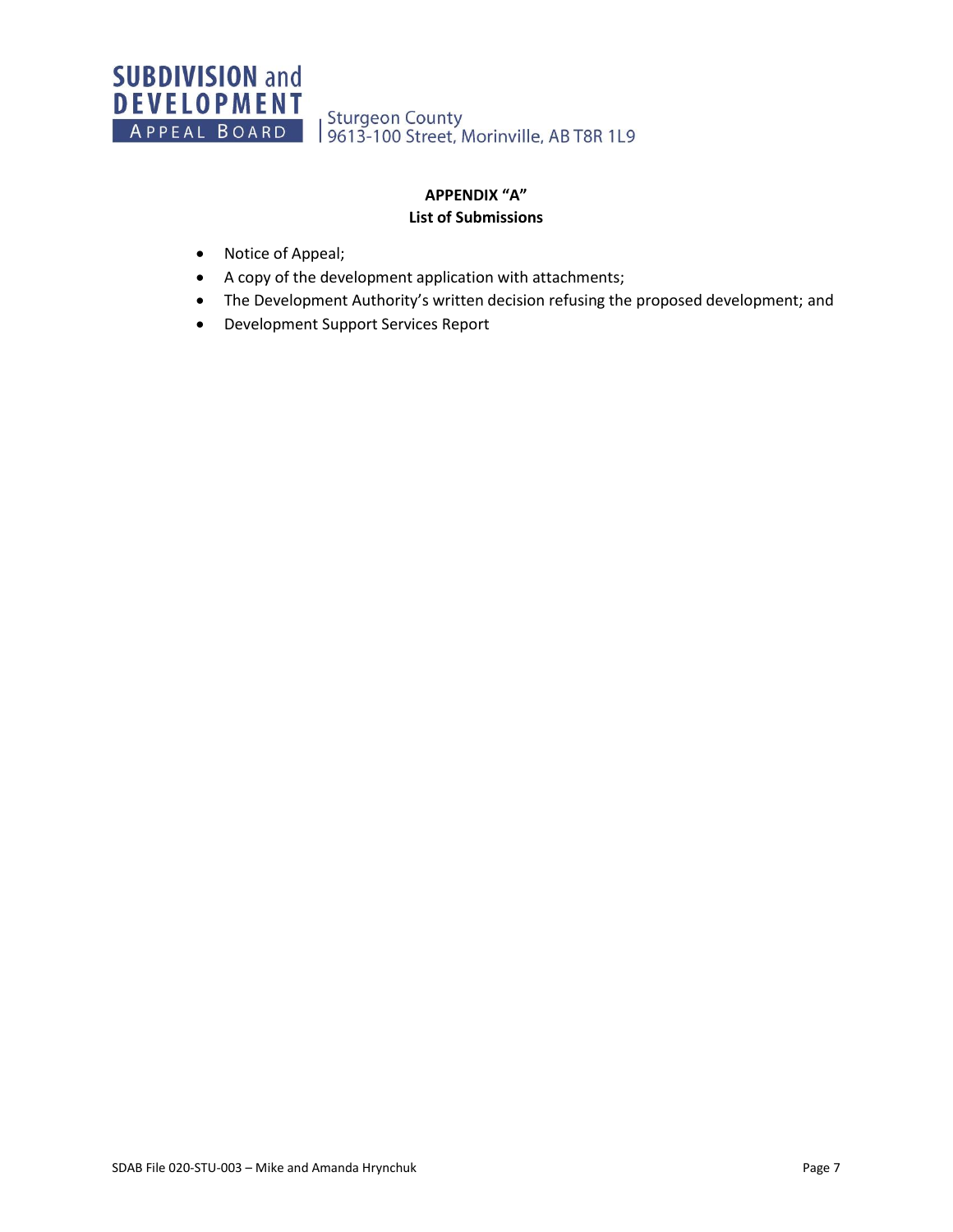# APPENDIX "A"
## List of Submissions

- Notice of Appeal;
- A copy of the development application with attachments;
- The Development Authority's written decision refusing the proposed development; and
- Development Support Services Report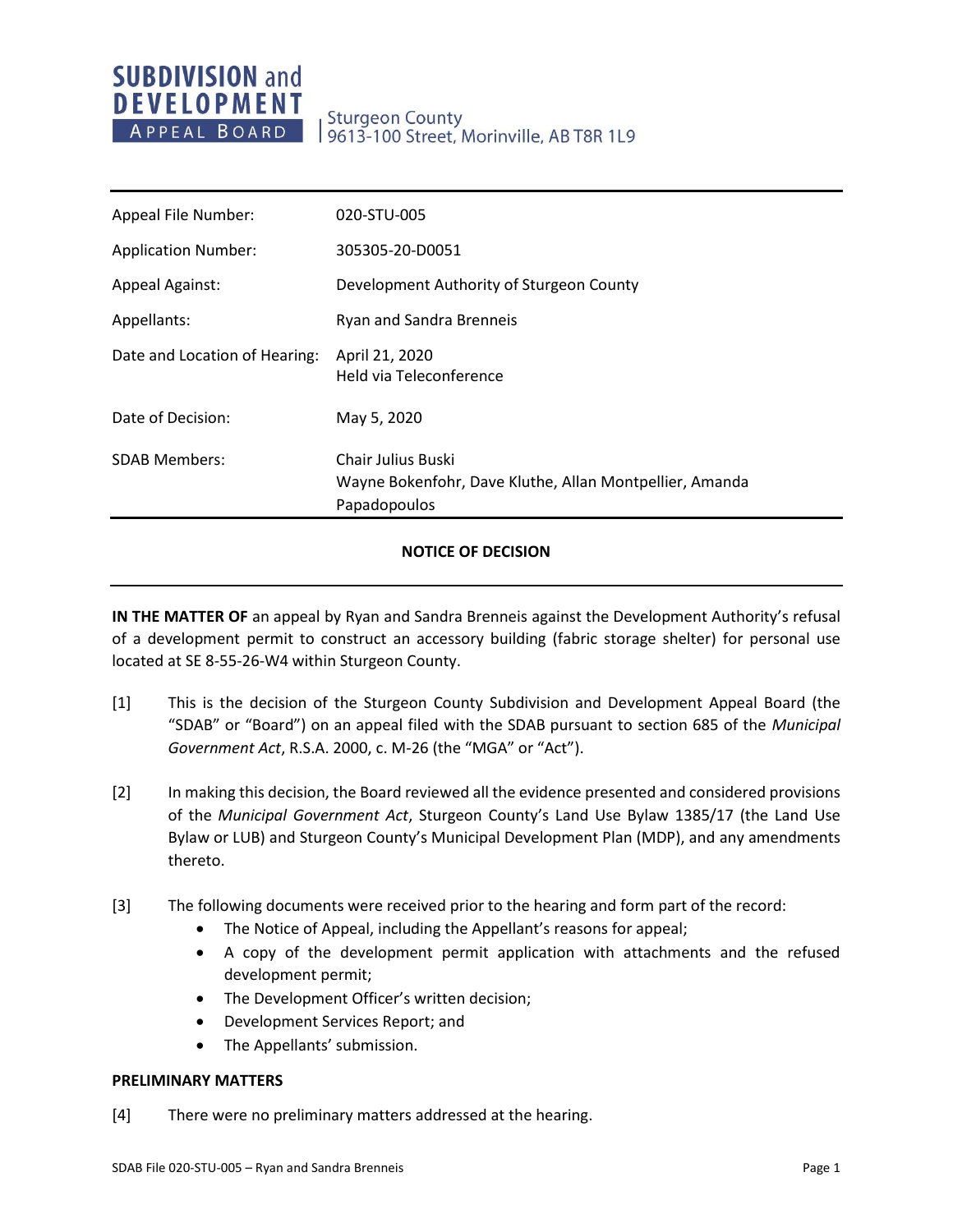**SUBDIVISION and DEVELOPMENT APPEAL BOARD**

Sturgeon County
9613-100 Street, Morinville, AB T8R 1L9

| | |
|---|---|
| Appeal File Number: | 020-STU-005 |
| Application Number: | 305305-20-D0051 |
| Appeal Against: | Development Authority of Sturgeon County |
| Appellants: | Ryan and Sandra Brenneis |
| Date and Location of Hearing: | April 21, 2020<br>Held via Teleconference |
| Date of Decision: | May 5, 2020 |
| SDAB Members: | Chair Julius Buski<br>Wayne Bokenfohr, Dave Kluthe, Allan Montpellier, Amanda Papadopoulos |

## NOTICE OF DECISION

**IN THE MATTER OF** an appeal by Ryan and Sandra Brenneis against the Development Authority's refusal of a development permit to construct an accessory building (fabric storage shelter) for personal use located at SE 8-55-26-W4 within Sturgeon County.

[1] This is the decision of the Sturgeon County Subdivision and Development Appeal Board (the "SDAB" or "Board") on an appeal filed with the SDAB pursuant to section 685 of the *Municipal Government Act*, R.S.A. 2000, c. M-26 (the "MGA" or "Act").

[2] In making this decision, the Board reviewed all the evidence presented and considered provisions of the *Municipal Government Act*, Sturgeon County's Land Use Bylaw 1385/17 (the Land Use Bylaw or LUB) and Sturgeon County's Municipal Development Plan (MDP), and any amendments thereto.

[3] The following documents were received prior to the hearing and form part of the record:

- The Notice of Appeal, including the Appellant's reasons for appeal;
- A copy of the development permit application with attachments and the refused development permit;
- The Development Officer's written decision;
- Development Services Report; and
- The Appellants' submission.

**PRELIMINARY MATTERS**

[4] There were no preliminary matters addressed at the hearing.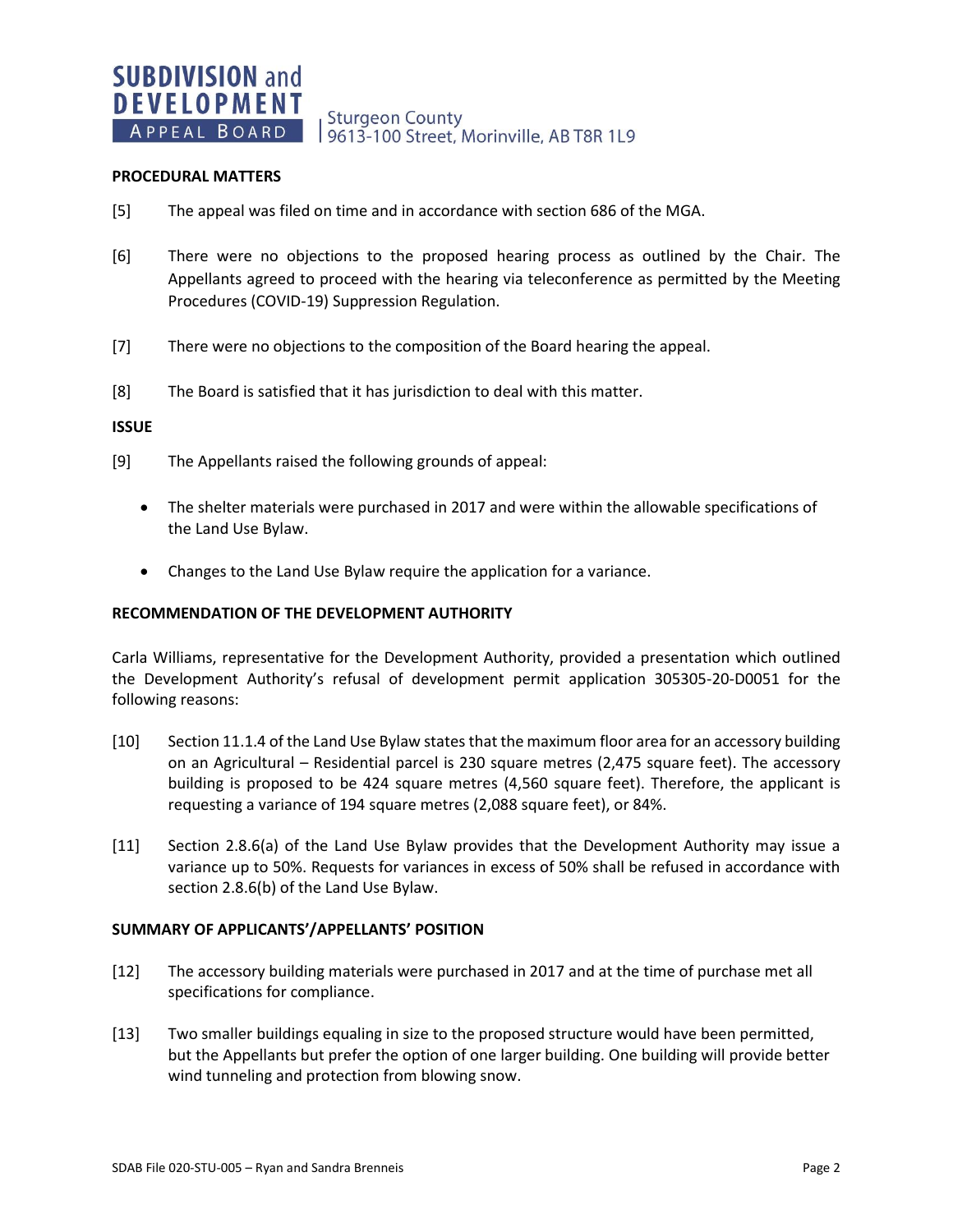## PROCEDURAL MATTERS

[5] The appeal was filed on time and in accordance with section 686 of the MGA.

[6] There were no objections to the proposed hearing process as outlined by the Chair. The Appellants agreed to proceed with the hearing via teleconference as permitted by the Meeting Procedures (COVID-19) Suppression Regulation.

[7] There were no objections to the composition of the Board hearing the appeal.

[8] The Board is satisfied that it has jurisdiction to deal with this matter.

## ISSUE

[9] The Appellants raised the following grounds of appeal:

- The shelter materials were purchased in 2017 and were within the allowable specifications of the Land Use Bylaw.
- Changes to the Land Use Bylaw require the application for a variance.

## RECOMMENDATION OF THE DEVELOPMENT AUTHORITY

Carla Williams, representative for the Development Authority, provided a presentation which outlined the Development Authority's refusal of development permit application 305305-20-D0051 for the following reasons:

[10] Section 11.1.4 of the Land Use Bylaw states that the maximum floor area for an accessory building on an Agricultural – Residential parcel is 230 square metres (2,475 square feet). The accessory building is proposed to be 424 square metres (4,560 square feet). Therefore, the applicant is requesting a variance of 194 square metres (2,088 square feet), or 84%.

[11] Section 2.8.6(a) of the Land Use Bylaw provides that the Development Authority may issue a variance up to 50%. Requests for variances in excess of 50% shall be refused in accordance with section 2.8.6(b) of the Land Use Bylaw.

## SUMMARY OF APPLICANTS'/APPELLANTS' POSITION

[12] The accessory building materials were purchased in 2017 and at the time of purchase met all specifications for compliance.

[13] Two smaller buildings equaling in size to the proposed structure would have been permitted, but the Appellants but prefer the option of one larger building. One building will provide better wind tunneling and protection from blowing snow.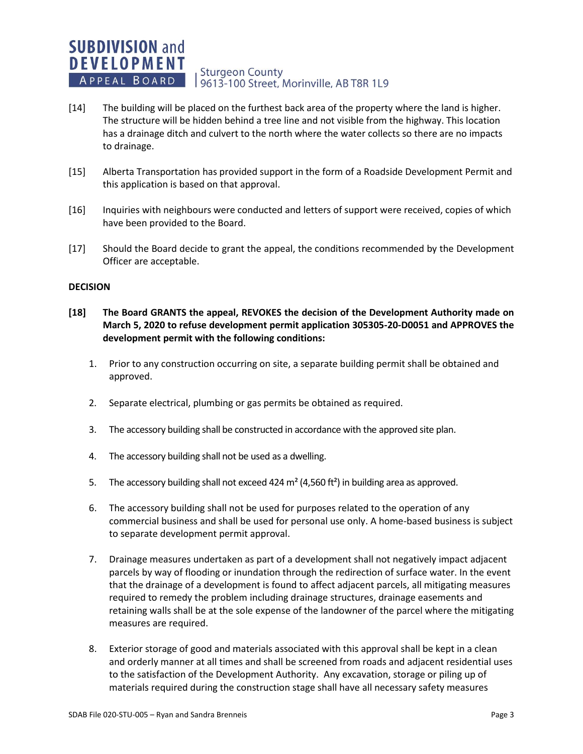[14] The building will be placed on the furthest back area of the property where the land is higher. The structure will be hidden behind a tree line and not visible from the highway. This location has a drainage ditch and culvert to the north where the water collects so there are no impacts to drainage.

[15] Alberta Transportation has provided support in the form of a Roadside Development Permit and this application is based on that approval.

[16] Inquiries with neighbours were conducted and letters of support were received, copies of which have been provided to the Board.

[17] Should the Board decide to grant the appeal, the conditions recommended by the Development Officer are acceptable.

**DECISION**

**[18] The Board GRANTS the appeal, REVOKES the decision of the Development Authority made on March 5, 2020 to refuse development permit application 305305-20-D0051 and APPROVES the development permit with the following conditions:**

1. Prior to any construction occurring on site, a separate building permit shall be obtained and approved.

2. Separate electrical, plumbing or gas permits be obtained as required.

3. The accessory building shall be constructed in accordance with the approved site plan.

4. The accessory building shall not be used as a dwelling.

5. The accessory building shall not exceed 424 m² (4,560 ft²) in building area as approved.

6. The accessory building shall not be used for purposes related to the operation of any commercial business and shall be used for personal use only. A home-based business is subject to separate development permit approval.

7. Drainage measures undertaken as part of a development shall not negatively impact adjacent parcels by way of flooding or inundation through the redirection of surface water. In the event that the drainage of a development is found to affect adjacent parcels, all mitigating measures required to remedy the problem including drainage structures, drainage easements and retaining walls shall be at the sole expense of the landowner of the parcel where the mitigating measures are required.

8. Exterior storage of good and materials associated with this approval shall be kept in a clean and orderly manner at all times and shall be screened from roads and adjacent residential uses to the satisfaction of the Development Authority. Any excavation, storage or piling up of materials required during the construction stage shall have all necessary safety measures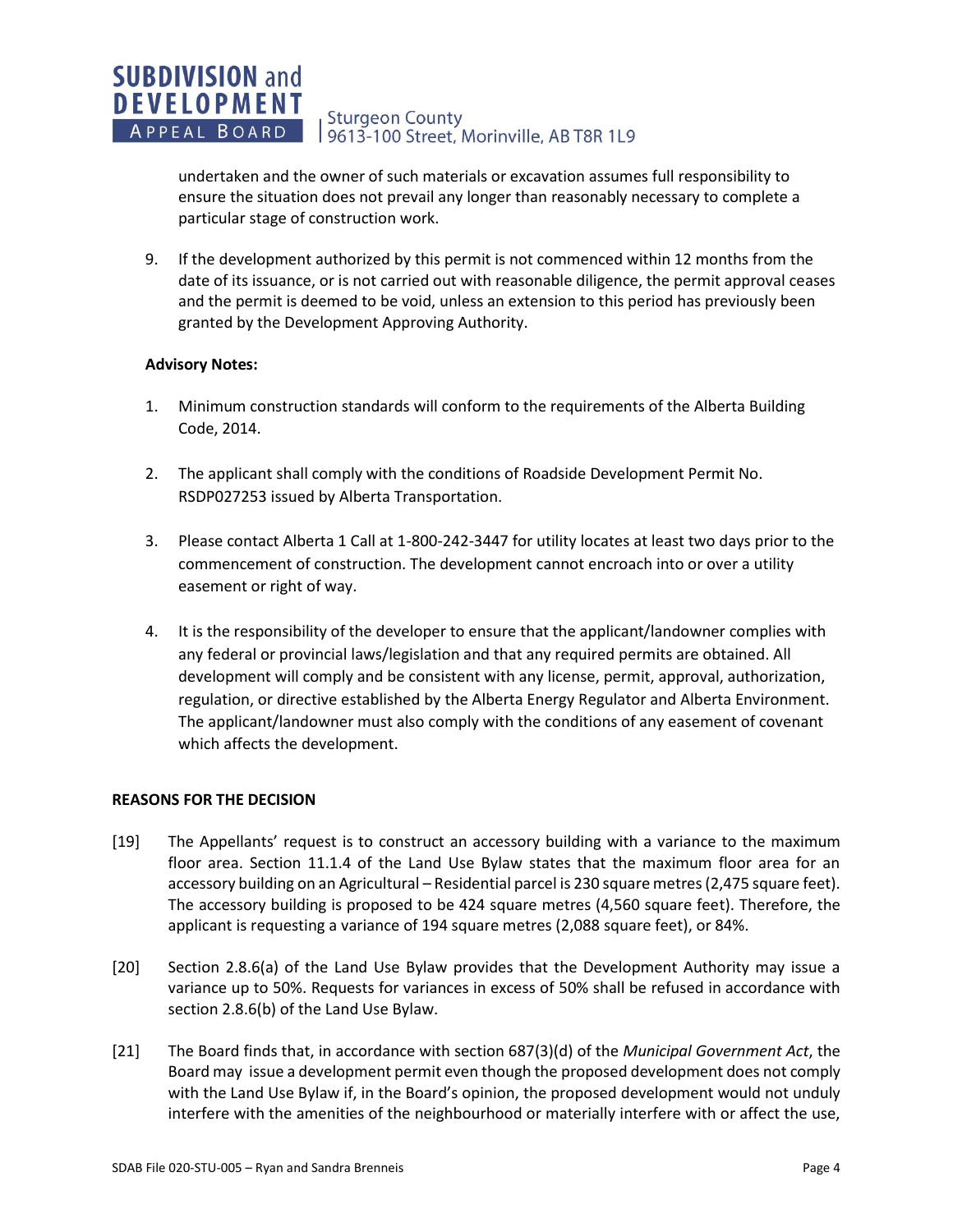undertaken and the owner of such materials or excavation assumes full responsibility to ensure the situation does not prevail any longer than reasonably necessary to complete a particular stage of construction work.

9. If the development authorized by this permit is not commenced within 12 months from the date of its issuance, or is not carried out with reasonable diligence, the permit approval ceases and the permit is deemed to be void, unless an extension to this period has previously been granted by the Development Approving Authority.

**Advisory Notes:**

1. Minimum construction standards will conform to the requirements of the Alberta Building Code, 2014.

2. The applicant shall comply with the conditions of Roadside Development Permit No. RSDP027253 issued by Alberta Transportation.

3. Please contact Alberta 1 Call at 1-800-242-3447 for utility locates at least two days prior to the commencement of construction. The development cannot encroach into or over a utility easement or right of way.

4. It is the responsibility of the developer to ensure that the applicant/landowner complies with any federal or provincial laws/legislation and that any required permits are obtained. All development will comply and be consistent with any license, permit, approval, authorization, regulation, or directive established by the Alberta Energy Regulator and Alberta Environment. The applicant/landowner must also comply with the conditions of any easement of covenant which affects the development.

**REASONS FOR THE DECISION**

[19] The Appellants' request is to construct an accessory building with a variance to the maximum floor area. Section 11.1.4 of the Land Use Bylaw states that the maximum floor area for an accessory building on an Agricultural – Residential parcel is 230 square metres (2,475 square feet). The accessory building is proposed to be 424 square metres (4,560 square feet). Therefore, the applicant is requesting a variance of 194 square metres (2,088 square feet), or 84%.

[20] Section 2.8.6(a) of the Land Use Bylaw provides that the Development Authority may issue a variance up to 50%. Requests for variances in excess of 50% shall be refused in accordance with section 2.8.6(b) of the Land Use Bylaw.

[21] The Board finds that, in accordance with section 687(3)(d) of the *Municipal Government Act*, the Board may issue a development permit even though the proposed development does not comply with the Land Use Bylaw if, in the Board's opinion, the proposed development would not unduly interfere with the amenities of the neighbourhood or materially interfere with or affect the use,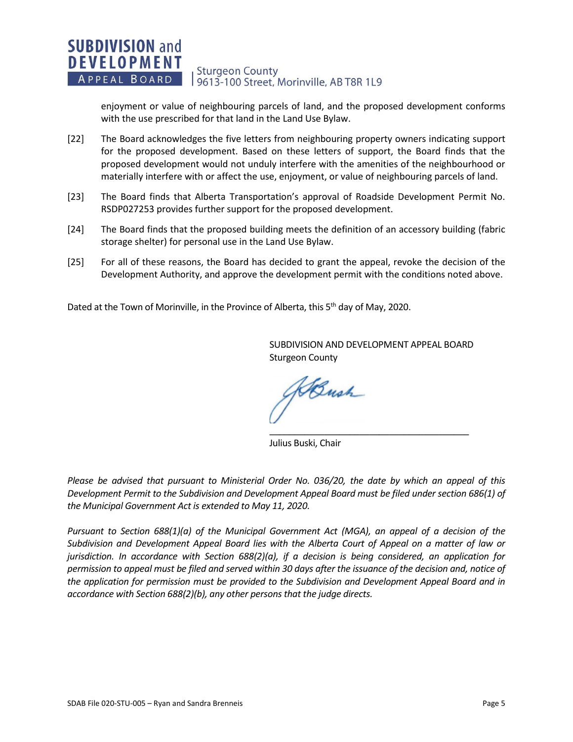enjoyment or value of neighbouring parcels of land, and the proposed development conforms with the use prescribed for that land in the Land Use Bylaw.

[22] The Board acknowledges the five letters from neighbouring property owners indicating support for the proposed development. Based on these letters of support, the Board finds that the proposed development would not unduly interfere with the amenities of the neighbourhood or materially interfere with or affect the use, enjoyment, or value of neighbouring parcels of land.

[23] The Board finds that Alberta Transportation's approval of Roadside Development Permit No. RSDP027253 provides further support for the proposed development.

[24] The Board finds that the proposed building meets the definition of an accessory building (fabric storage shelter) for personal use in the Land Use Bylaw.

[25] For all of these reasons, the Board has decided to grant the appeal, revoke the decision of the Development Authority, and approve the development permit with the conditions noted above.

Dated at the Town of Morinville, in the Province of Alberta, this 5th day of May, 2020.

SUBDIVISION AND DEVELOPMENT APPEAL BOARD
Sturgeon County

_______________________________________
Julius Buski, Chair

*Please be advised that pursuant to Ministerial Order No. 036/20, the date by which an appeal of this Development Permit to the Subdivision and Development Appeal Board must be filed under section 686(1) of the Municipal Government Act is extended to May 11, 2020.*

*Pursuant to Section 688(1)(a) of the Municipal Government Act (MGA), an appeal of a decision of the Subdivision and Development Appeal Board lies with the Alberta Court of Appeal on a matter of law or jurisdiction. In accordance with Section 688(2)(a), if a decision is being considered, an application for permission to appeal must be filed and served within 30 days after the issuance of the decision and, notice of the application for permission must be provided to the Subdivision and Development Appeal Board and in accordance with Section 688(2)(b), any other persons that the judge directs.*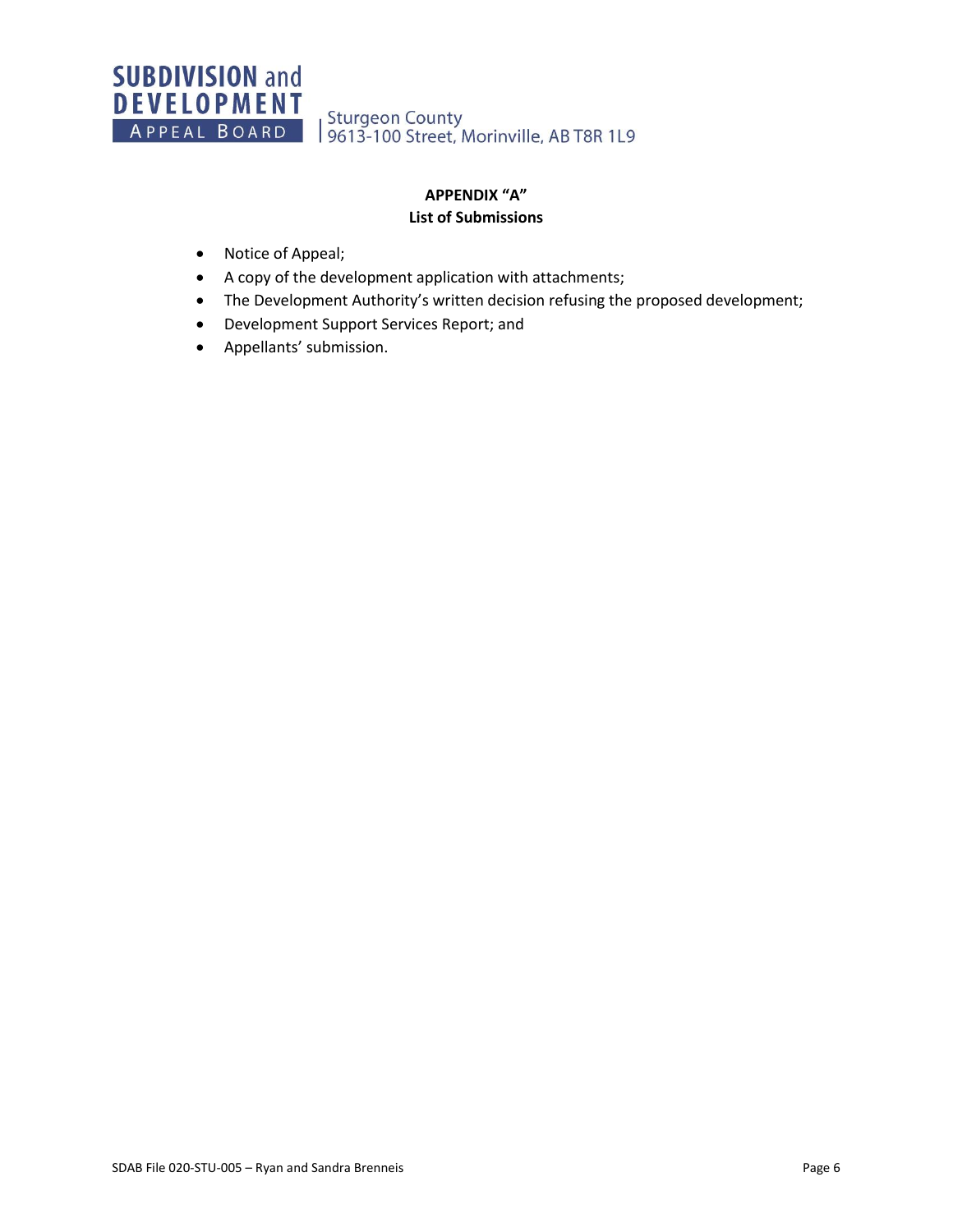**APPENDIX "A"**
**List of Submissions**

- Notice of Appeal;
- A copy of the development application with attachments;
- The Development Authority's written decision refusing the proposed development;
- Development Support Services Report; and
- Appellants' submission.